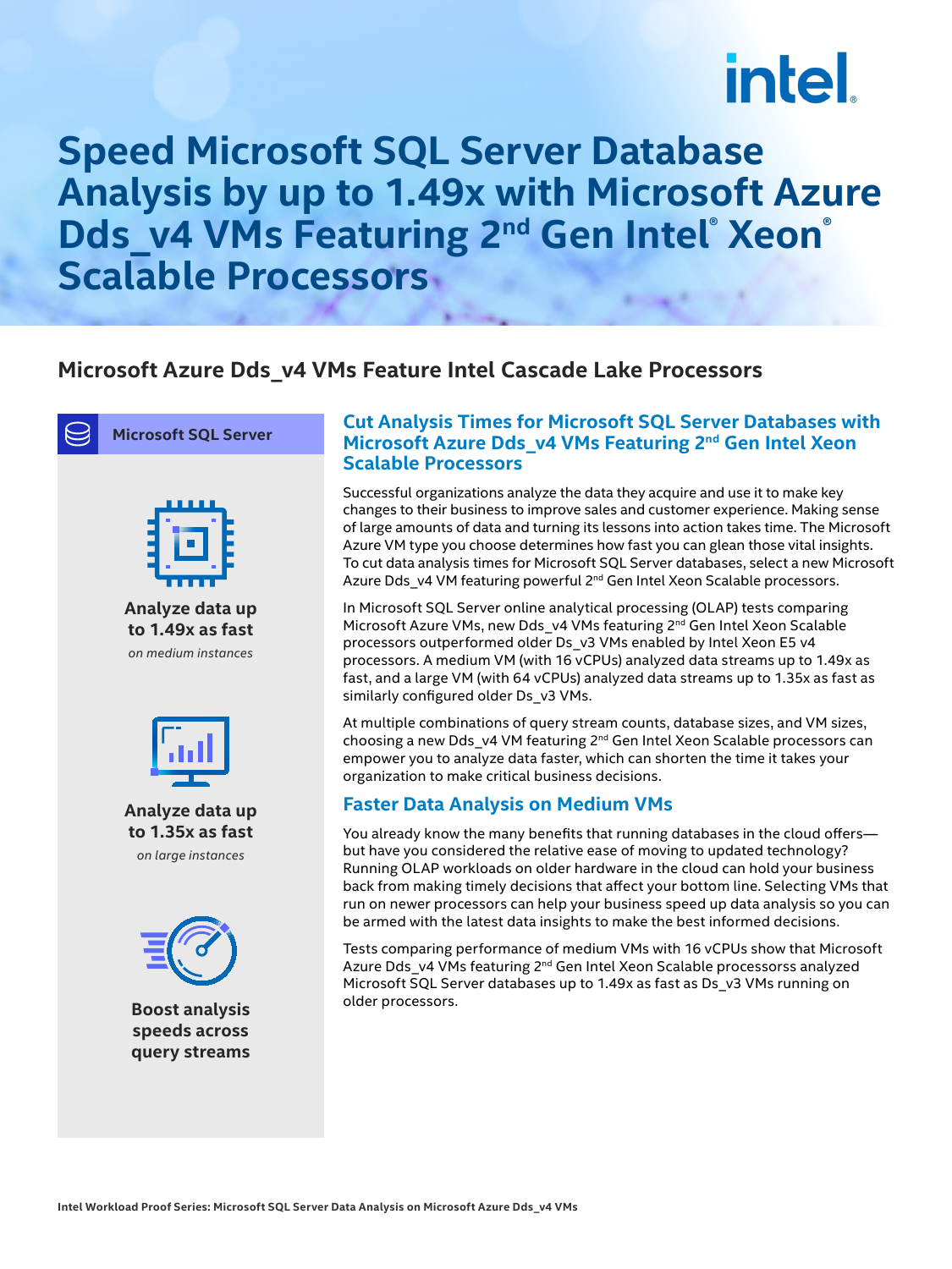# Speed Microsoft SQL Server Database Analysis by up to 1.49x with Microsoft Azure Dds_v4 VMs Featuring 2nd Gen Intel® Xeon® Scalable Processors

## Microsoft Azure Dds_v4 VMs Feature Intel Cascade Lake Processors

**Microsoft SQL Server**

**Analyze data up to 1.49x as fast**
*on medium instances*

**Analyze data up to 1.35x as fast**
*on large instances*

**Boost analysis speeds across query streams**

### Cut Analysis Times for Microsoft SQL Server Databases with Microsoft Azure Dds_v4 VMs Featuring 2nd Gen Intel Xeon Scalable Processors

Successful organizations analyze the data they acquire and use it to make key changes to their business to improve sales and customer experience. Making sense of large amounts of data and turning its lessons into action takes time. The Microsoft Azure VM type you choose determines how fast you can glean those vital insights. To cut data analysis times for Microsoft SQL Server databases, select a new Microsoft Azure Dds_v4 VM featuring powerful 2nd Gen Intel Xeon Scalable processors.

In Microsoft SQL Server online analytical processing (OLAP) tests comparing Microsoft Azure VMs, new Dds_v4 VMs featuring 2nd Gen Intel Xeon Scalable processors outperformed older Ds_v3 VMs enabled by Intel Xeon E5 v4 processors. A medium VM (with 16 vCPUs) analyzed data streams up to 1.49x as fast, and a large VM (with 64 vCPUs) analyzed data streams up to 1.35x as fast as similarly configured older Ds_v3 VMs.

At multiple combinations of query stream counts, database sizes, and VM sizes, choosing a new Dds_v4 VM featuring 2nd Gen Intel Xeon Scalable processors can empower you to analyze data faster, which can shorten the time it takes your organization to make critical business decisions.

### Faster Data Analysis on Medium VMs

You already know the many benefits that running databases in the cloud offers—but have you considered the relative ease of moving to updated technology? Running OLAP workloads on older hardware in the cloud can hold your business back from making timely decisions that affect your bottom line. Selecting VMs that run on newer processors can help your business speed up data analysis so you can be armed with the latest data insights to make the best informed decisions.

Tests comparing performance of medium VMs with 16 vCPUs show that Microsoft Azure Dds_v4 VMs featuring 2nd Gen Intel Xeon Scalable processorss analyzed Microsoft SQL Server databases up to 1.49x as fast as Ds_v3 VMs running on older processors.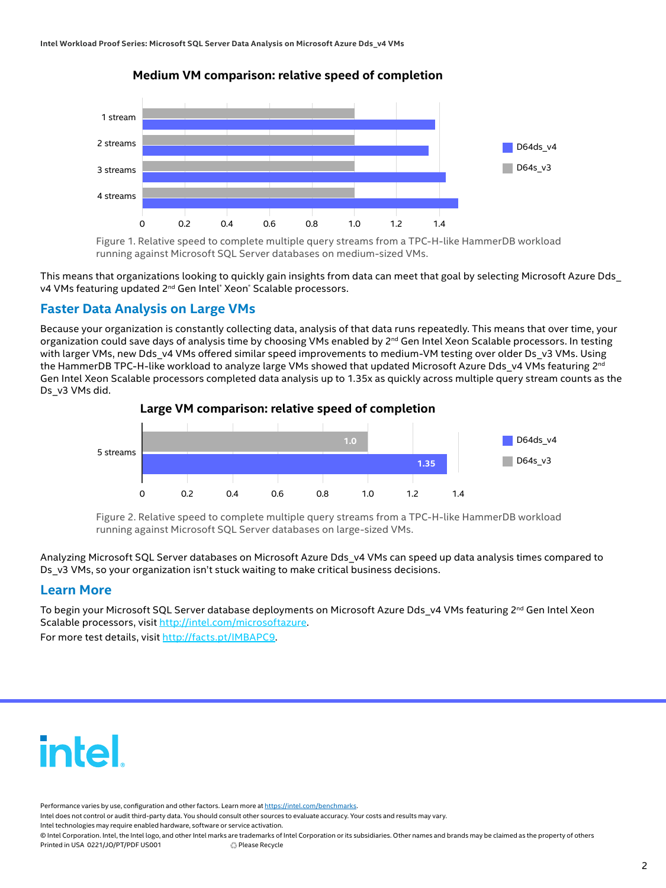**Medium VM comparison: relative speed of completion**

1 stream
2 streams
3 streams
4 streams

0 0.2 0.4 0.6 0.8 1.0 1.2 1.4

D64ds_v4
D64s_v3

Figure 1. Relative speed to complete multiple query streams from a TPC-H-like HammerDB workload running against Microsoft SQL Server databases on medium-sized VMs.

This means that organizations looking to quickly gain insights from data can meet that goal by selecting Microsoft Azure Dds_v4 VMs featuring updated 2nd Gen Intel® Xeon® Scalable processors.

## Faster Data Analysis on Large VMs

Because your organization is constantly collecting data, analysis of that data runs repeatedly. This means that over time, your organization could save days of analysis time by choosing VMs enabled by 2nd Gen Intel Xeon Scalable processors. In testing with larger VMs, new Dds_v4 VMs offered similar speed improvements to medium-VM testing over older Ds_v3 VMs. Using the HammerDB TPC-H-like workload to analyze large VMs showed that updated Microsoft Azure Dds_v4 VMs featuring 2nd Gen Intel Xeon Scalable processors completed data analysis up to 1.35x as quickly across multiple query stream counts as the Ds_v3 VMs did.

**Large VM comparison: relative speed of completion**

5 streams

1.0
1.35

0 0.2 0.4 0.6 0.8 1.0 1.2 1.4

D64ds_v4
D64s_v3

Figure 2. Relative speed to complete multiple query streams from a TPC-H-like HammerDB workload running against Microsoft SQL Server databases on large-sized VMs.

Analyzing Microsoft SQL Server databases on Microsoft Azure Dds_v4 VMs can speed up data analysis times compared to Ds_v3 VMs, so your organization isn't stuck waiting to make critical business decisions.

## Learn More

To begin your Microsoft SQL Server database deployments on Microsoft Azure Dds_v4 VMs featuring 2nd Gen Intel Xeon Scalable processors, visit http://intel.com/microsoftazure.

For more test details, visit http://facts.pt/IMBAPC9.

intel.

Performance varies by use, configuration and other factors. Learn more at https://intel.com/benchmarks.

Intel does not control or audit third-party data. You should consult other sources to evaluate accuracy. Your costs and results may vary.

Intel technologies may require enabled hardware, software or service activation.

© Intel Corporation. Intel, the Intel logo, and other Intel marks are trademarks of Intel Corporation or its subsidiaries. Other names and brands may be claimed as the property of others

Printed in USA 0221/JO/PT/PDF US001 Please Recycle